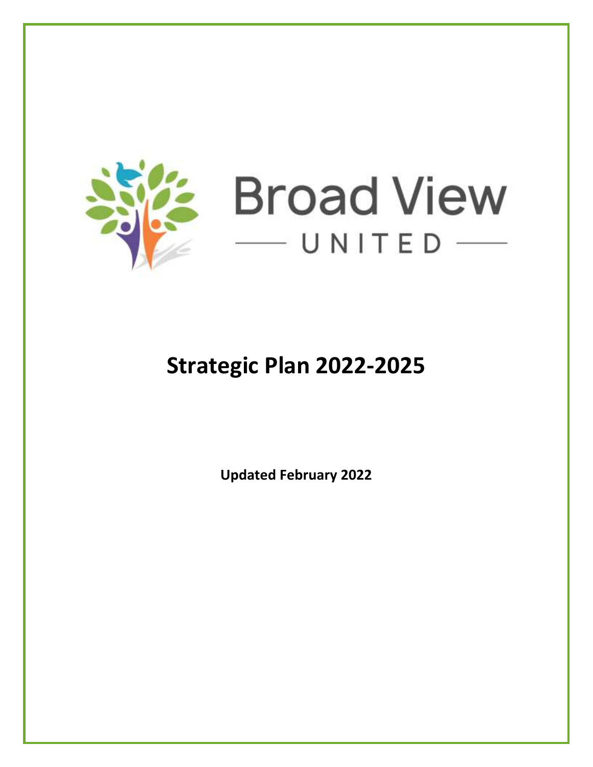Broad View

UNITED

# Strategic Plan 2022-2025

**Updated February 2022**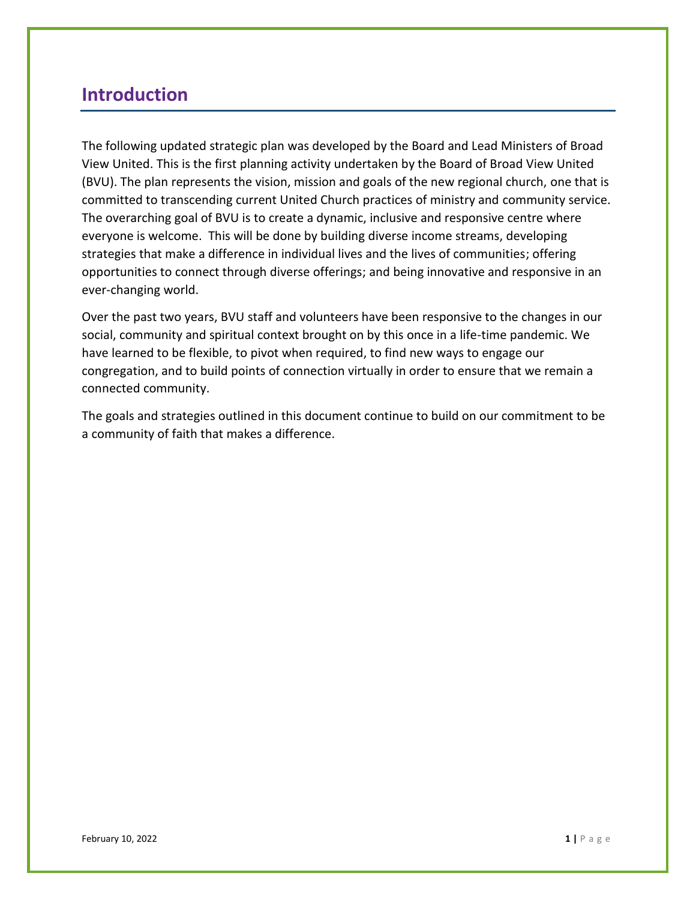## Introduction

The following updated strategic plan was developed by the Board and Lead Ministers of Broad View United. This is the first planning activity undertaken by the Board of Broad View United (BVU). The plan represents the vision, mission and goals of the new regional church, one that is committed to transcending current United Church practices of ministry and community service. The overarching goal of BVU is to create a dynamic, inclusive and responsive centre where everyone is welcome. This will be done by building diverse income streams, developing strategies that make a difference in individual lives and the lives of communities; offering opportunities to connect through diverse offerings; and being innovative and responsive in an ever-changing world.

Over the past two years, BVU staff and volunteers have been responsive to the changes in our social, community and spiritual context brought on by this once in a life-time pandemic. We have learned to be flexible, to pivot when required, to find new ways to engage our congregation, and to build points of connection virtually in order to ensure that we remain a connected community.

The goals and strategies outlined in this document continue to build on our commitment to be a community of faith that makes a difference.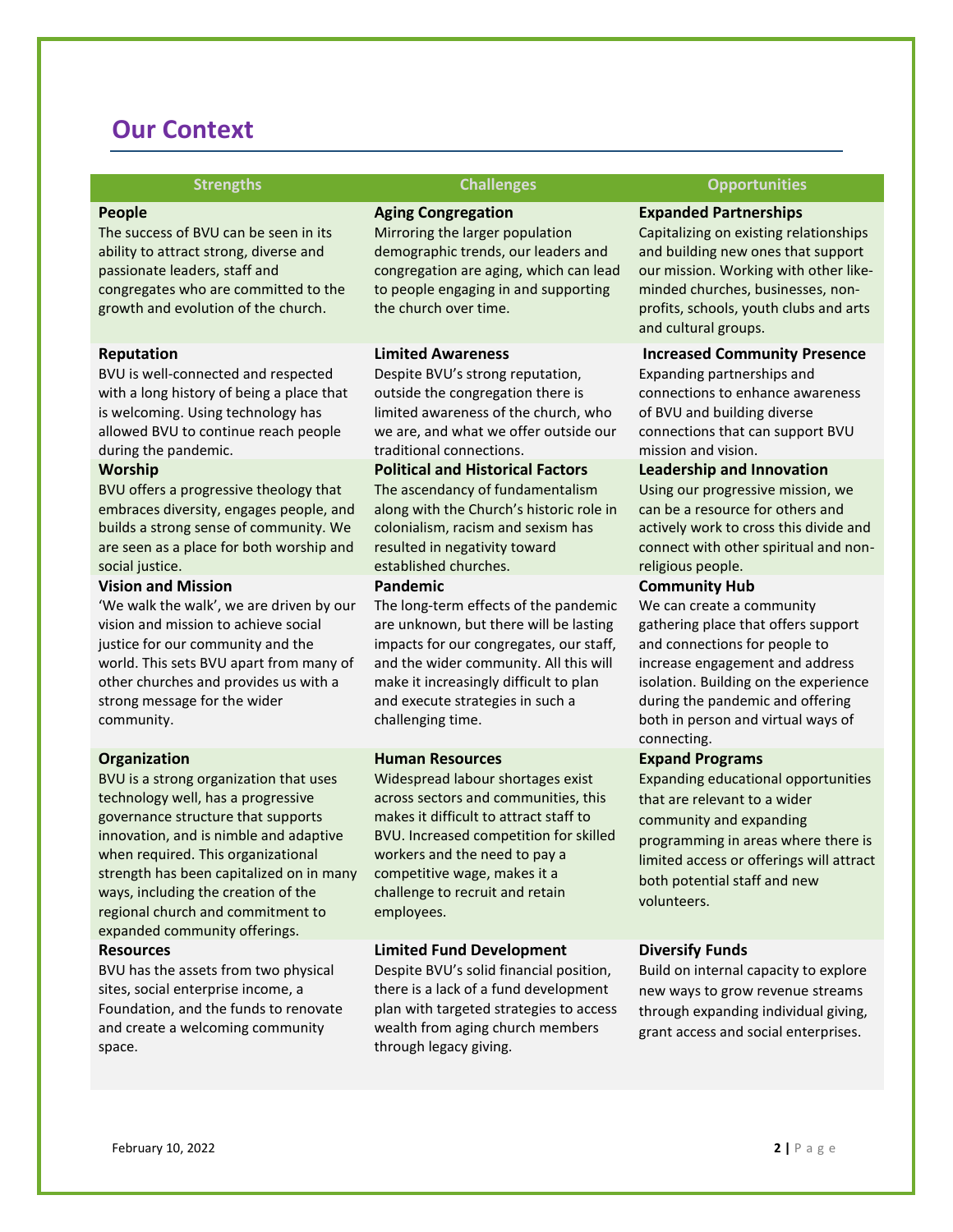## Our Context

| Strengths | Challenges | Opportunities |
|---|---|---|
| **People**<br>The success of BVU can be seen in its ability to attract strong, diverse and passionate leaders, staff and congregates who are committed to the growth and evolution of the church. | **Aging Congregation**<br>Mirroring the larger population demographic trends, our leaders and congregation are aging, which can lead to people engaging in and supporting the church over time. | **Expanded Partnerships**<br>Capitalizing on existing relationships and building new ones that support our mission. Working with other like-minded churches, businesses, non-profits, schools, youth clubs and arts and cultural groups. |
| **Reputation**<br>BVU is well-connected and respected with a long history of being a place that is welcoming. Using technology has allowed BVU to continue reach people during the pandemic. | **Limited Awareness**<br>Despite BVU's strong reputation, outside the congregation there is limited awareness of the church, who we are, and what we offer outside our traditional connections. | **Increased Community Presence**<br>Expanding partnerships and connections to enhance awareness of BVU and building diverse connections that can support BVU mission and vision. |
| **Worship**<br>BVU offers a progressive theology that embraces diversity, engages people, and builds a strong sense of community. We are seen as a place for both worship and social justice. | **Political and Historical Factors**<br>The ascendancy of fundamentalism along with the Church's historic role in colonialism, racism and sexism has resulted in negativity toward established churches. | **Leadership and Innovation**<br>Using our progressive mission, we can be a resource for others and actively work to cross this divide and connect with other spiritual and non-religious people. |
| **Vision and Mission**<br>'We walk the walk', we are driven by our vision and mission to achieve social justice for our community and the world. This sets BVU apart from many of other churches and provides us with a strong message for the wider community. | **Pandemic**<br>The long-term effects of the pandemic are unknown, but there will be lasting impacts for our congregates, our staff, and the wider community. All this will make it increasingly difficult to plan and execute strategies in such a challenging time. | **Community Hub**<br>We can create a community gathering place that offers support and connections for people to increase engagement and address isolation. Building on the experience during the pandemic and offering both in person and virtual ways of connecting. |
| **Organization**<br>BVU is a strong organization that uses technology well, has a progressive governance structure that supports innovation, and is nimble and adaptive when required. This organizational strength has been capitalized on in many ways, including the creation of the regional church and commitment to expanded community offerings. | **Human Resources**<br>Widespread labour shortages exist across sectors and communities, this makes it difficult to attract staff to BVU. Increased competition for skilled workers and the need to pay a competitive wage, makes it a challenge to recruit and retain employees. | **Expand Programs**<br>Expanding educational opportunities that are relevant to a wider community and expanding programming in areas where there is limited access or offerings will attract both potential staff and new volunteers. |
| **Resources**<br>BVU has the assets from two physical sites, social enterprise income, a Foundation, and the funds to renovate and create a welcoming community space. | **Limited Fund Development**<br>Despite BVU's solid financial position, there is a lack of a fund development plan with targeted strategies to access wealth from aging church members through legacy giving. | **Diversify Funds**<br>Build on internal capacity to explore new ways to grow revenue streams through expanding individual giving, grant access and social enterprises. |

February 10, 2022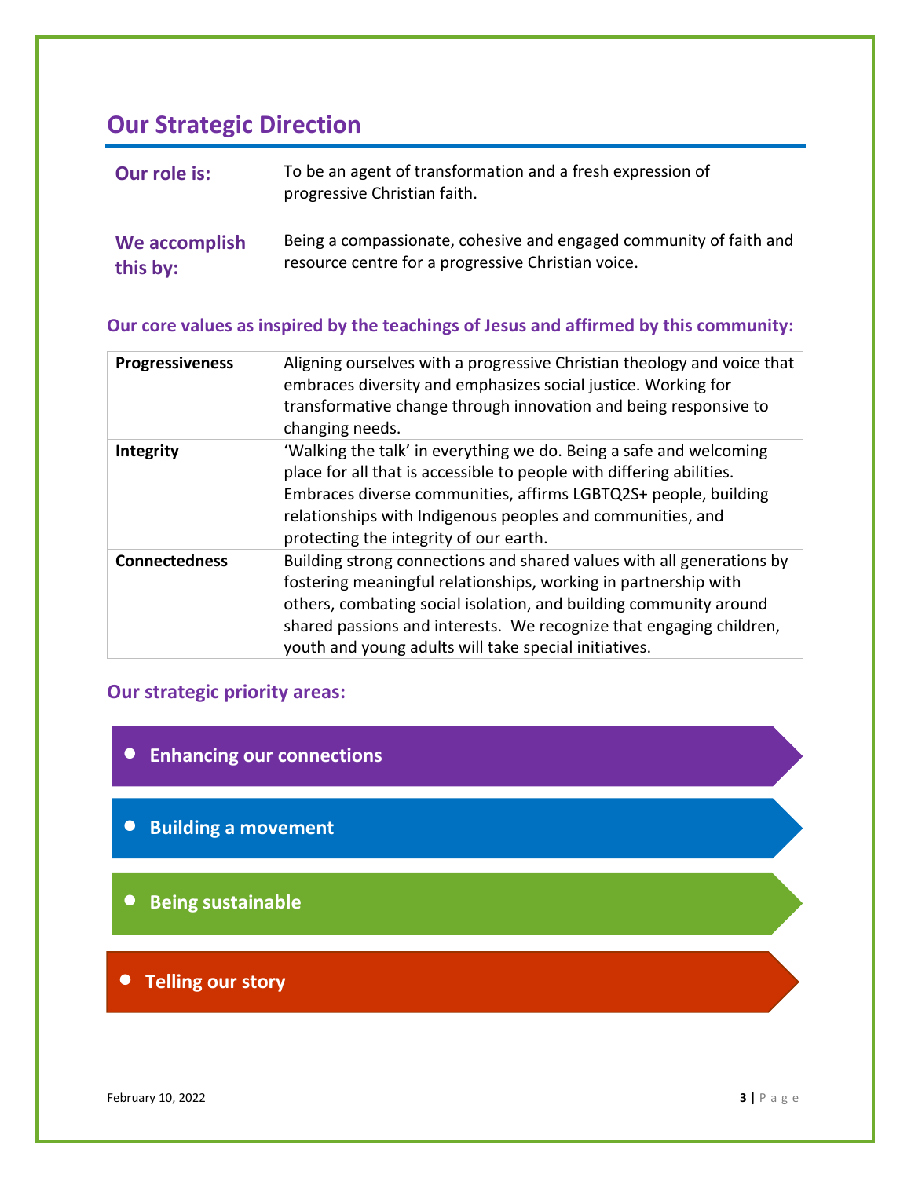## Our Strategic Direction

| | |
|---|---|
| **Our role is:** | To be an agent of transformation and a fresh expression of progressive Christian faith. |
| **We accomplish this by:** | Being a compassionate, cohesive and engaged community of faith and resource centre for a progressive Christian voice. |

### Our core values as inspired by the teachings of Jesus and affirmed by this community:

| | |
|---|---|
| **Progressiveness** | Aligning ourselves with a progressive Christian theology and voice that embraces diversity and emphasizes social justice. Working for transformative change through innovation and being responsive to changing needs. |
| **Integrity** | 'Walking the talk' in everything we do. Being a safe and welcoming place for all that is accessible to people with differing abilities. Embraces diverse communities, affirms LGBTQ2S+ people, building relationships with Indigenous peoples and communities, and protecting the integrity of our earth. |
| **Connectedness** | Building strong connections and shared values with all generations by fostering meaningful relationships, working in partnership with others, combating social isolation, and building community around shared passions and interests. We recognize that engaging children, youth and young adults will take special initiatives. |

### Our strategic priority areas:

- **Enhancing our connections**
- **Building a movement**
- **Being sustainable**
- **Telling our story**

February 10, 2022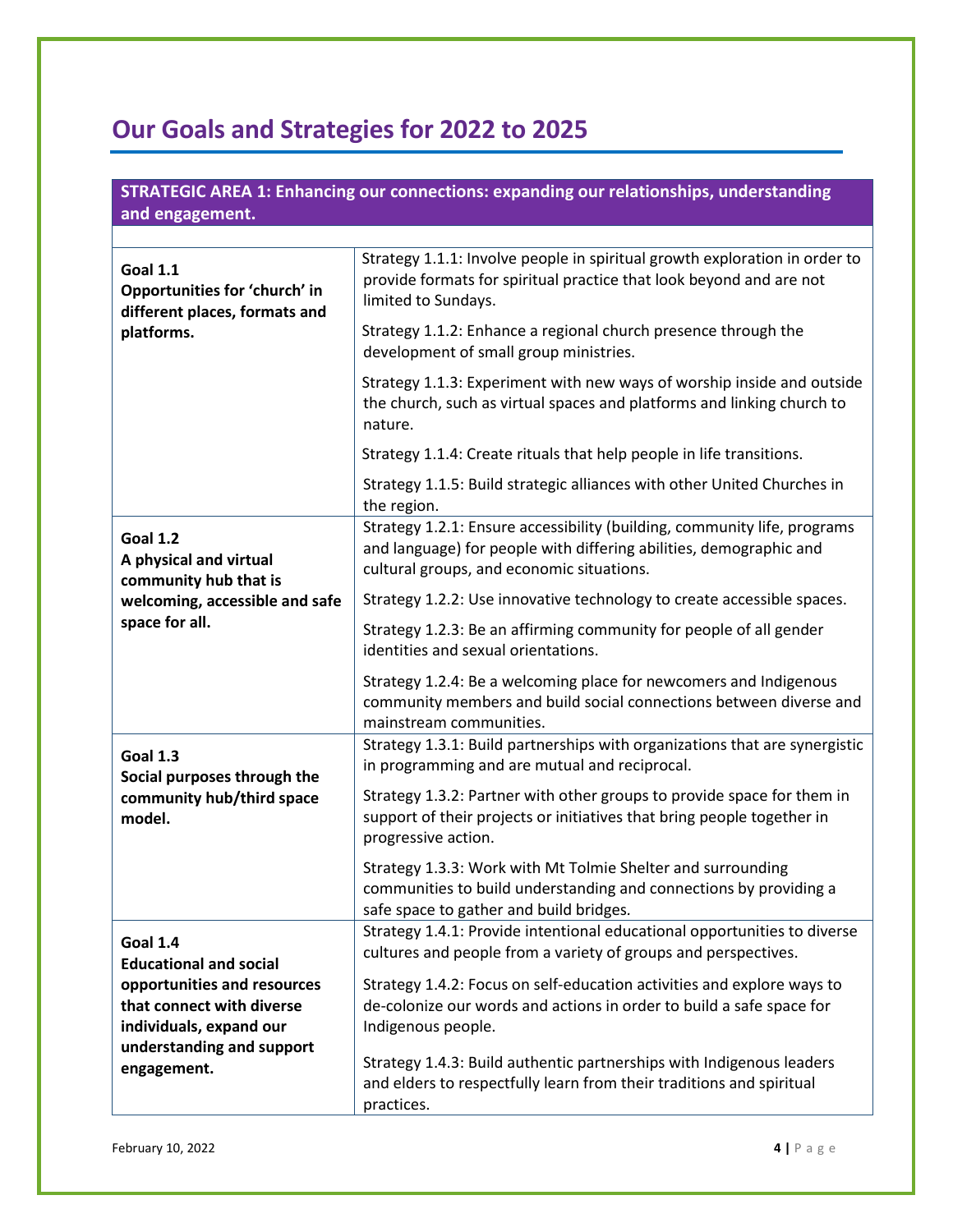# Our Goals and Strategies for 2022 to 2025

| STRATEGIC AREA 1: Enhancing our connections: expanding our relationships, understanding and engagement. | |
|---|---|
| **Goal 1.1** **Opportunities for 'church' in different places, formats and platforms.** | Strategy 1.1.1: Involve people in spiritual growth exploration in order to provide formats for spiritual practice that look beyond and are not limited to Sundays.<br><br>Strategy 1.1.2: Enhance a regional church presence through the development of small group ministries.<br><br>Strategy 1.1.3: Experiment with new ways of worship inside and outside the church, such as virtual spaces and platforms and linking church to nature.<br><br>Strategy 1.1.4: Create rituals that help people in life transitions.<br><br>Strategy 1.1.5: Build strategic alliances with other United Churches in the region. |
| **Goal 1.2** **A physical and virtual community hub that is welcoming, accessible and safe space for all.** | Strategy 1.2.1: Ensure accessibility (building, community life, programs and language) for people with differing abilities, demographic and cultural groups, and economic situations.<br><br>Strategy 1.2.2: Use innovative technology to create accessible spaces.<br><br>Strategy 1.2.3: Be an affirming community for people of all gender identities and sexual orientations.<br><br>Strategy 1.2.4: Be a welcoming place for newcomers and Indigenous community members and build social connections between diverse and mainstream communities. |
| **Goal 1.3** **Social purposes through the community hub/third space model.** | Strategy 1.3.1: Build partnerships with organizations that are synergistic in programming and are mutual and reciprocal.<br><br>Strategy 1.3.2: Partner with other groups to provide space for them in support of their projects or initiatives that bring people together in progressive action.<br><br>Strategy 1.3.3: Work with Mt Tolmie Shelter and surrounding communities to build understanding and connections by providing a safe space to gather and build bridges. |
| **Goal 1.4** **Educational and social opportunities and resources that connect with diverse individuals, expand our understanding and support engagement.** | Strategy 1.4.1: Provide intentional educational opportunities to diverse cultures and people from a variety of groups and perspectives.<br><br>Strategy 1.4.2: Focus on self-education activities and explore ways to de-colonize our words and actions in order to build a safe space for Indigenous people.<br><br>Strategy 1.4.3: Build authentic partnerships with Indigenous leaders and elders to respectfully learn from their traditions and spiritual practices. |

February 10, 2022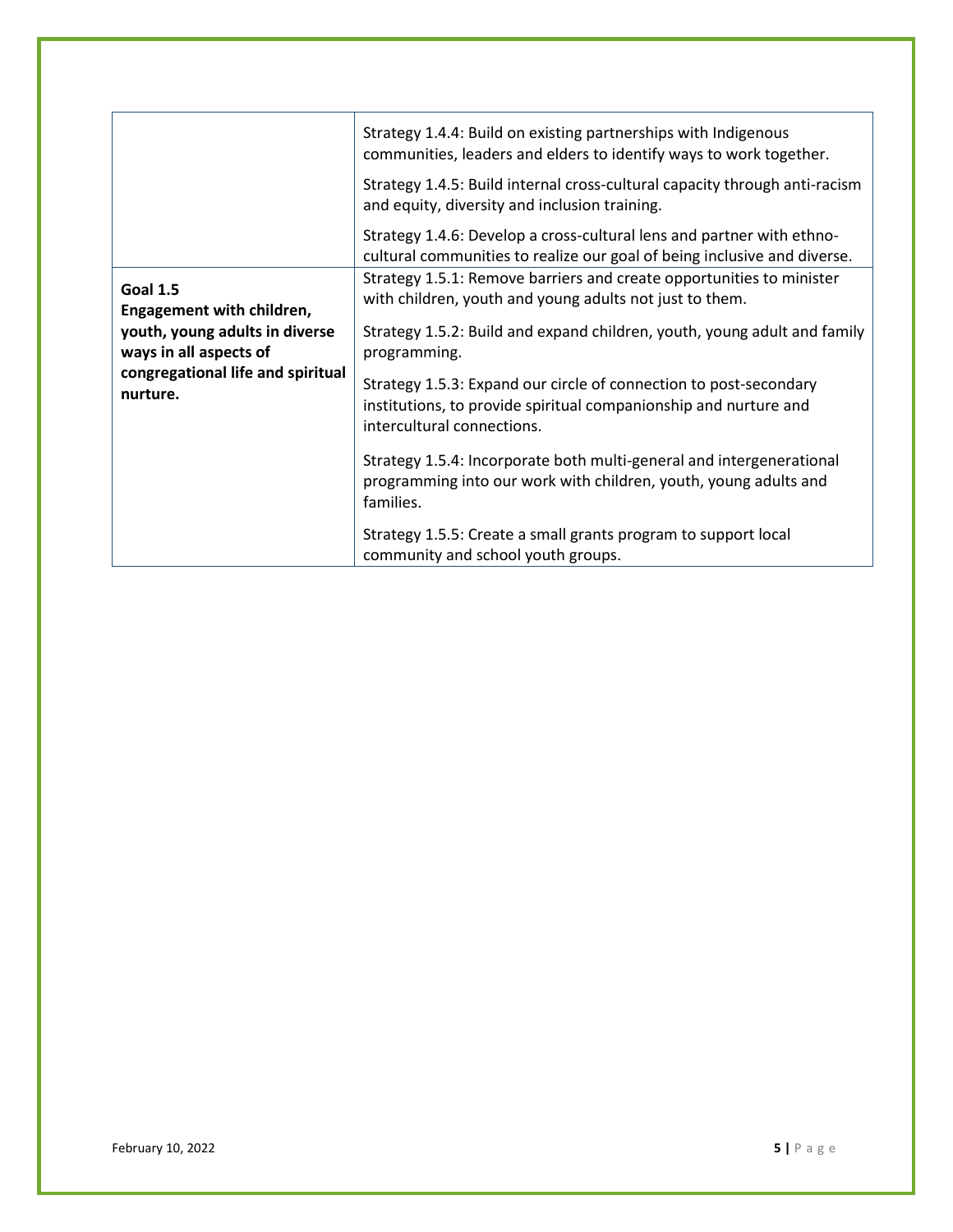| | |
|---|---|
| | Strategy 1.4.4: Build on existing partnerships with Indigenous communities, leaders and elders to identify ways to work together.<br><br>Strategy 1.4.5: Build internal cross-cultural capacity through anti-racism and equity, diversity and inclusion training.<br><br>Strategy 1.4.6: Develop a cross-cultural lens and partner with ethno-cultural communities to realize our goal of being inclusive and diverse. |
| **Goal 1.5**<br>**Engagement with children, youth, young adults in diverse ways in all aspects of congregational life and spiritual nurture.** | Strategy 1.5.1: Remove barriers and create opportunities to minister with children, youth and young adults not just to them.<br><br>Strategy 1.5.2: Build and expand children, youth, young adult and family programming.<br><br>Strategy 1.5.3: Expand our circle of connection to post-secondary institutions, to provide spiritual companionship and nurture and intercultural connections.<br><br>Strategy 1.5.4: Incorporate both multi-general and intergenerational programming into our work with children, youth, young adults and families.<br><br>Strategy 1.5.5: Create a small grants program to support local community and school youth groups. |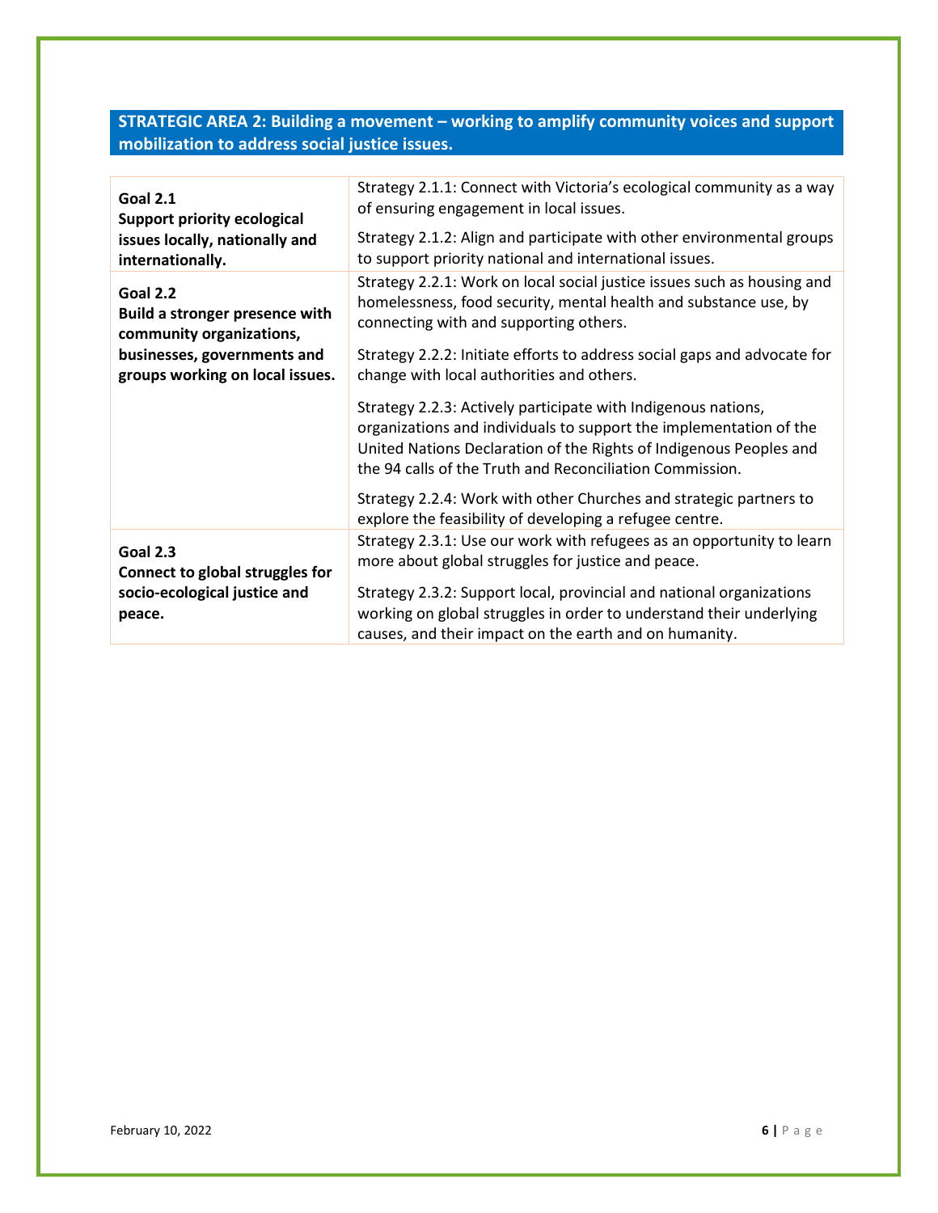## STRATEGIC AREA 2: Building a movement – working to amplify community voices and support mobilization to address social justice issues.

| Goal | Strategies |
|---|---|
| **Goal 2.1**<br>**Support priority ecological issues locally, nationally and internationally.** | Strategy 2.1.1: Connect with Victoria's ecological community as a way of ensuring engagement in local issues.<br><br>Strategy 2.1.2: Align and participate with other environmental groups to support priority national and international issues. |
| **Goal 2.2**<br>**Build a stronger presence with community organizations, businesses, governments and groups working on local issues.** | Strategy 2.2.1: Work on local social justice issues such as housing and homelessness, food security, mental health and substance use, by connecting with and supporting others.<br><br>Strategy 2.2.2: Initiate efforts to address social gaps and advocate for change with local authorities and others.<br><br>Strategy 2.2.3: Actively participate with Indigenous nations, organizations and individuals to support the implementation of the United Nations Declaration of the Rights of Indigenous Peoples and the 94 calls of the Truth and Reconciliation Commission.<br><br>Strategy 2.2.4: Work with other Churches and strategic partners to explore the feasibility of developing a refugee centre. |
| **Goal 2.3**<br>**Connect to global struggles for socio-ecological justice and peace.** | Strategy 2.3.1: Use our work with refugees as an opportunity to learn more about global struggles for justice and peace.<br><br>Strategy 2.3.2: Support local, provincial and national organizations working on global struggles in order to understand their underlying causes, and their impact on the earth and on humanity. |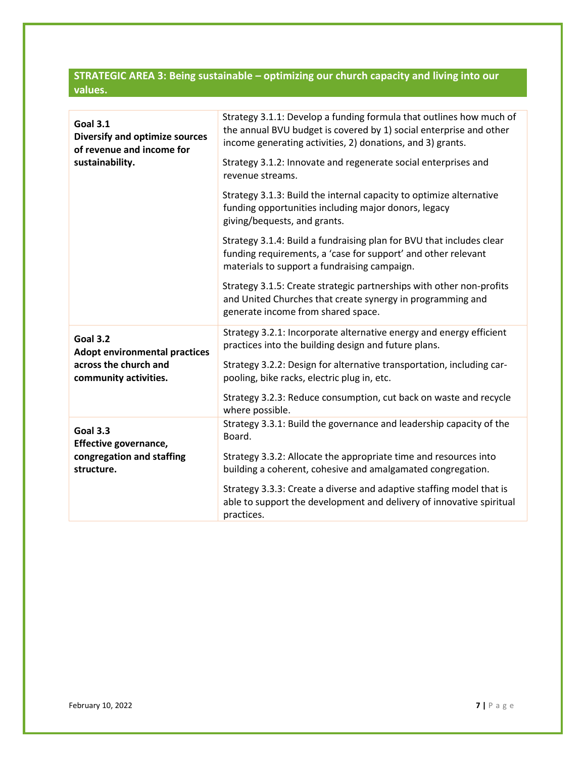## STRATEGIC AREA 3: Being sustainable – optimizing our church capacity and living into our values.

| Goal | Strategies |
|---|---|
| **Goal 3.1**<br>**Diversify and optimize sources of revenue and income for sustainability.** | Strategy 3.1.1: Develop a funding formula that outlines how much of the annual BVU budget is covered by 1) social enterprise and other income generating activities, 2) donations, and 3) grants.<br><br>Strategy 3.1.2: Innovate and regenerate social enterprises and revenue streams.<br><br>Strategy 3.1.3: Build the internal capacity to optimize alternative funding opportunities including major donors, legacy giving/bequests, and grants.<br><br>Strategy 3.1.4: Build a fundraising plan for BVU that includes clear funding requirements, a 'case for support' and other relevant materials to support a fundraising campaign.<br><br>Strategy 3.1.5: Create strategic partnerships with other non-profits and United Churches that create synergy in programming and generate income from shared space. |
| **Goal 3.2**<br>**Adopt environmental practices across the church and community activities.** | Strategy 3.2.1: Incorporate alternative energy and energy efficient practices into the building design and future plans.<br><br>Strategy 3.2.2: Design for alternative transportation, including car-pooling, bike racks, electric plug in, etc.<br><br>Strategy 3.2.3: Reduce consumption, cut back on waste and recycle where possible. |
| **Goal 3.3**<br>**Effective governance, congregation and staffing structure.** | Strategy 3.3.1: Build the governance and leadership capacity of the Board.<br><br>Strategy 3.3.2: Allocate the appropriate time and resources into building a coherent, cohesive and amalgamated congregation.<br><br>Strategy 3.3.3: Create a diverse and adaptive staffing model that is able to support the development and delivery of innovative spiritual practices. |

February 10, 2022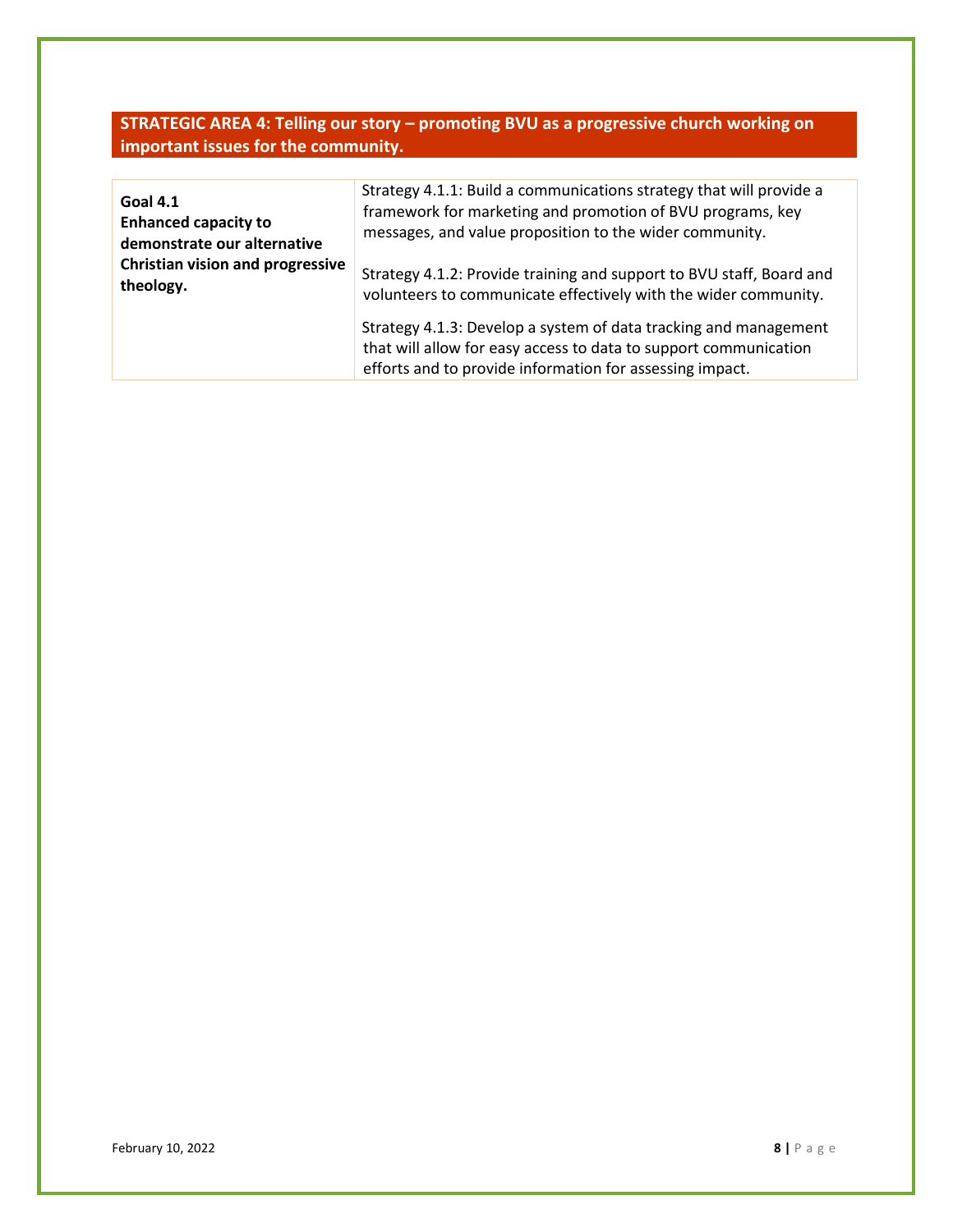## STRATEGIC AREA 4: Telling our story – promoting BVU as a progressive church working on important issues for the community.

| | |
|---|---|
| **Goal 4.1**<br>**Enhanced capacity to demonstrate our alternative Christian vision and progressive theology.** | Strategy 4.1.1: Build a communications strategy that will provide a framework for marketing and promotion of BVU programs, key messages, and value proposition to the wider community.<br><br>Strategy 4.1.2: Provide training and support to BVU staff, Board and volunteers to communicate effectively with the wider community.<br><br>Strategy 4.1.3: Develop a system of data tracking and management that will allow for easy access to data to support communication efforts and to provide information for assessing impact. |

February 10, 2022